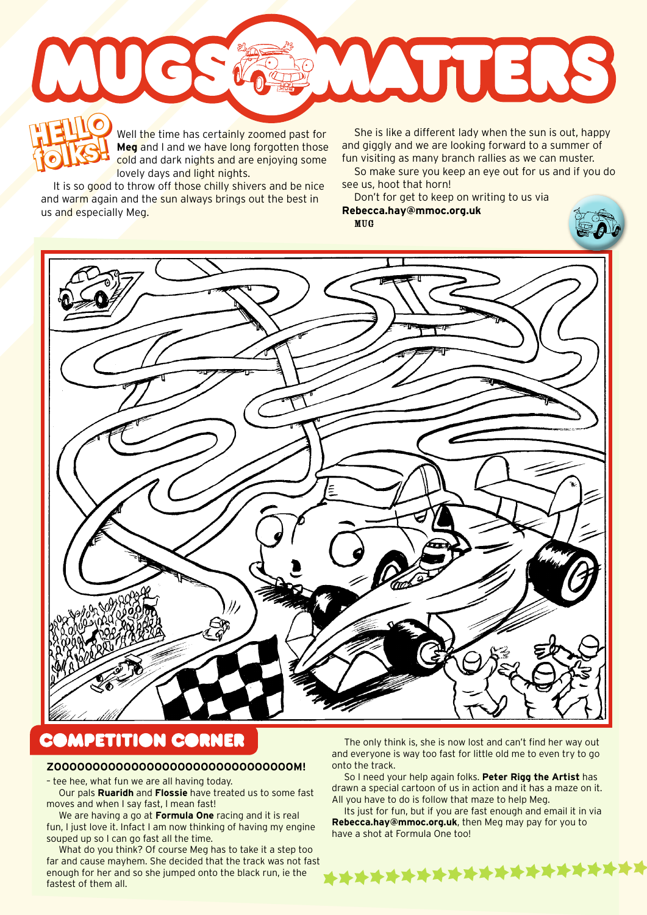# MUGS MATTERS

**HELLO folks!**

Well the time has certainly zoomed past for **Meg** and I and we have long forgotten those cold and dark nights and are enjoying some lovely days and light nights.

It is so good to throw off those chilly shivers and be nice and warm again and the sun always brings out the best in us and especially Meg.

She is like a different lady when the sun is out, happy and giggly and we are looking forward to a summer of fun visiting as many branch rallies as we can muster.

So make sure you keep an eye out for us and if you do see us, hoot that horn!

Don't for get to keep on writing to us via **Rebecca.hay@mmoc.org.uk**

MUG

## COMPETITION CORNER

**ZOOOOOOOOOOOOOOOOOOOOOOOOOOOOOOM!**

– tee hee, what fun we are all having today.

Our pals **Ruaridh** and **Flossie** have treated us to some fast moves and when I say fast, I mean fast!

We are having a go at **Formula One** racing and it is real fun, I just love it. Infact I am now thinking of having my engine souped up so I can go fast all the time.

What do you think? Of course Meg has to take it a step too far and cause mayhem. She decided that the track was not fast enough for her and so she jumped onto the black run, ie the fastest of them all.

The only think is, she is now lost and can't find her way out and everyone is way too fast for little old me to even try to go onto the track.

So I need your help again folks. **Peter Rigg the Artist** has drawn a special cartoon of us in action and it has a maze on it. All you have to do is follow that maze to help Meg.

Its just for fun, but if you are fast enough and email it in via **Rebecca.hay@mmoc.org.uk**, then Meg may pay for you to have a shot at Formula One too!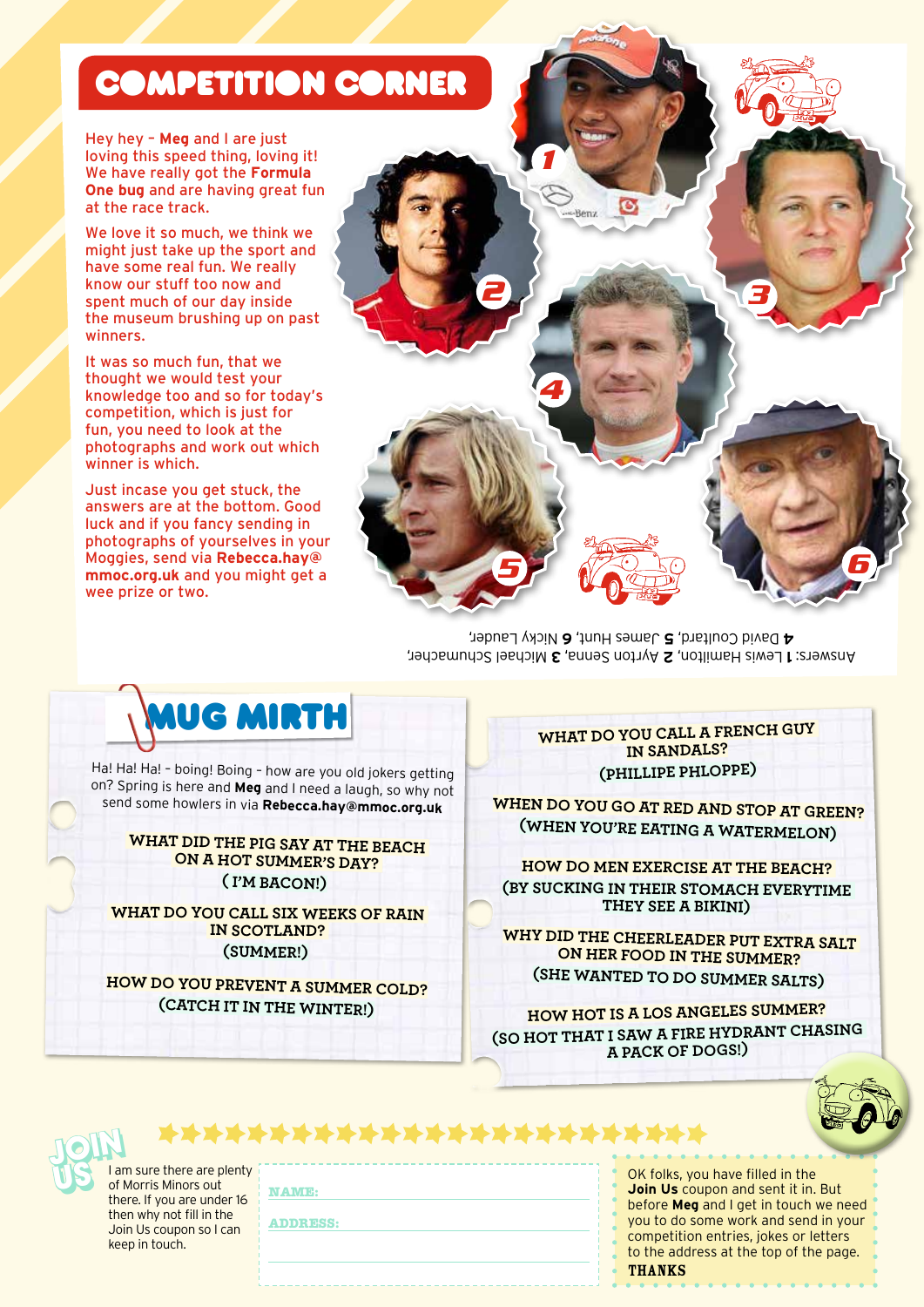# COMPETITION CORNER

Hey hey – **Meg** and I are just loving this speed thing, loving it! We have really got the **Formula One bug** and are having great fun at the race track.

We love it so much, we think we might just take up the sport and have some real fun. We really know our stuff too now and spent much of our day inside the museum brushing up on past winners.

It was so much fun, that we thought we would test your knowledge too and so for today's competition, which is just for fun, you need to look at the photographs and work out which winner is which.

Just incase you get stuck, the answers are at the bottom. Good luck and if you fancy sending in photographs of yourselves in your Moggies, send via **Rebecca.hay@mmoc.org.uk** and you might get a wee prize or two.

1

2

3

4

5

6

Answers: **1** Lewis Hamilton, **2** Ayrton Senna, **3** Michael Schumacher, **4** David Coultard, **5** James Hunt, **6** Nicky Lauder.

# MUG MIRTH

Ha! Ha! Ha! – boing! Boing – how are you old jokers getting on? Spring is here and **Meg** and I need a laugh, so why not send some howlers in via **Rebecca.hay@mmoc.org.uk**

WHAT DID THE PIG SAY AT THE BEACH ON A HOT SUMMER'S DAY?
(I'M BACON!)

WHAT DO YOU CALL SIX WEEKS OF RAIN IN SCOTLAND?
(SUMMER!)

HOW DO YOU PREVENT A SUMMER COLD?
(CATCH IT IN THE WINTER!)

WHAT DO YOU CALL A FRENCH GUY IN SANDALS?
(PHILLIPE PHLOPPE)

WHEN DO YOU GO AT RED AND STOP AT GREEN?
(WHEN YOU'RE EATING A WATERMELON)

HOW DO MEN EXERCISE AT THE BEACH?
(BY SUCKING IN THEIR STOMACH EVERYTIME THEY SEE A BIKINI)

WHY DID THE CHEERLEADER PUT EXTRA SALT ON HER FOOD IN THE SUMMER?
(SHE WANTED TO DO SUMMER SALTS)

HOW HOT IS A LOS ANGELES SUMMER?
(SO HOT THAT I SAW A FIRE HYDRANT CHASING A PACK OF DOGS!)

# JOIN US

I am sure there are plenty of Morris Minors out there. If you are under 16 then why not fill in the Join Us coupon so I can keep in touch.

NAME:

ADDRESS:

OK folks, you have filled in the **Join Us** coupon and sent it in. But before **Meg** and I get in touch we need you to do some work and send in your competition entries, jokes or letters to the address at the top of the page.
**THANKS**